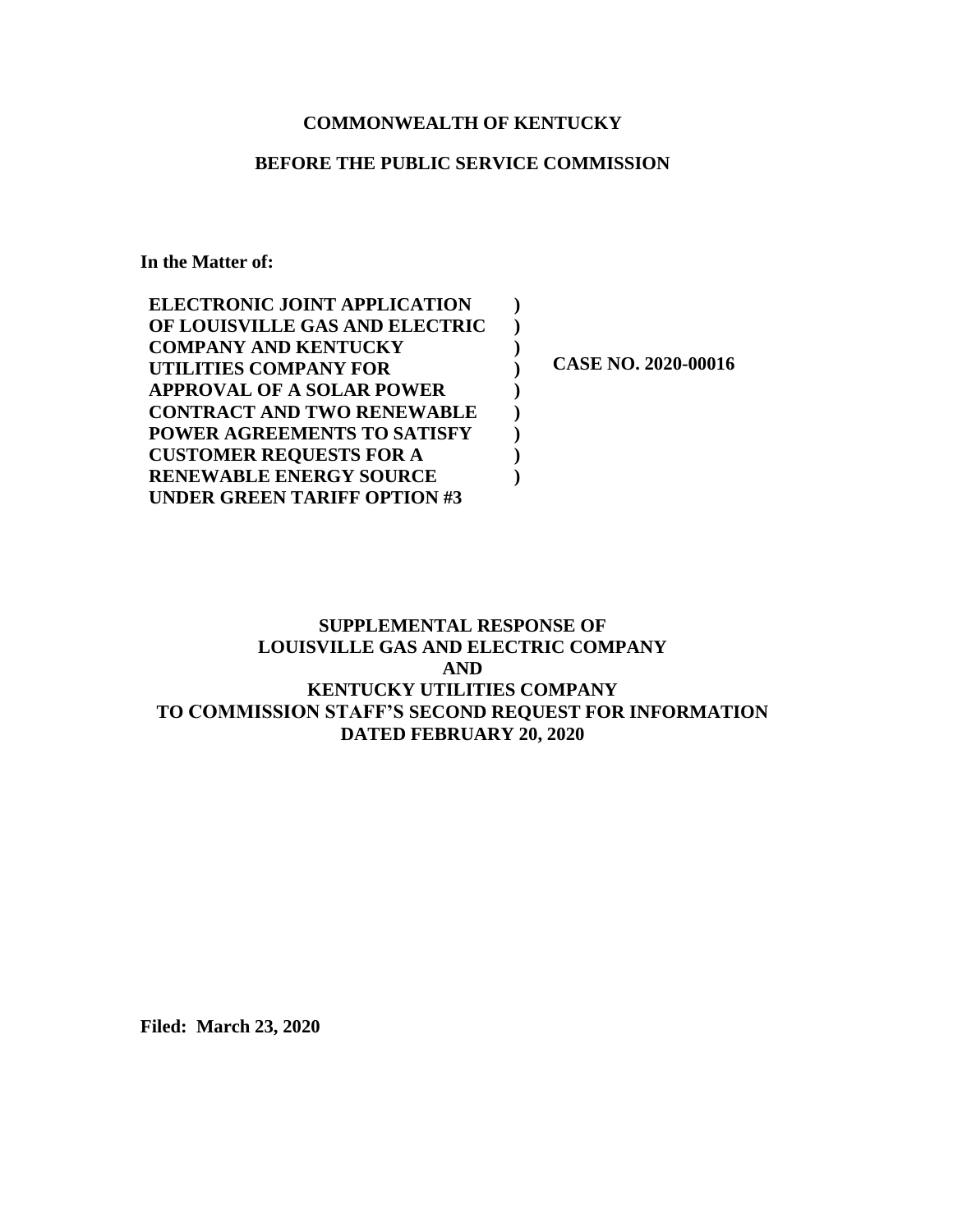**COMMONWEALTH OF KENTUCKY**

**BEFORE THE PUBLIC SERVICE COMMISSION**

**In the Matter of:**

| | | |
|---|---|---|
| **ELECTRONIC JOINT APPLICATION OF LOUISVILLE GAS AND ELECTRIC COMPANY AND KENTUCKY UTILITIES COMPANY FOR APPROVAL OF A SOLAR POWER CONTRACT AND TWO RENEWABLE POWER AGREEMENTS TO SATISFY CUSTOMER REQUESTS FOR A RENEWABLE ENERGY SOURCE UNDER GREEN TARIFF OPTION #3** | **)<br>)<br>)<br>)<br>)<br>)<br>)<br>)<br>)** | **CASE NO. 2020-00016** |

**SUPPLEMENTAL RESPONSE OF**
**LOUISVILLE GAS AND ELECTRIC COMPANY**
**AND**
**KENTUCKY UTILITIES COMPANY**
**TO COMMISSION STAFF'S SECOND REQUEST FOR INFORMATION**
**DATED FEBRUARY 20, 2020**

**Filed: March 23, 2020**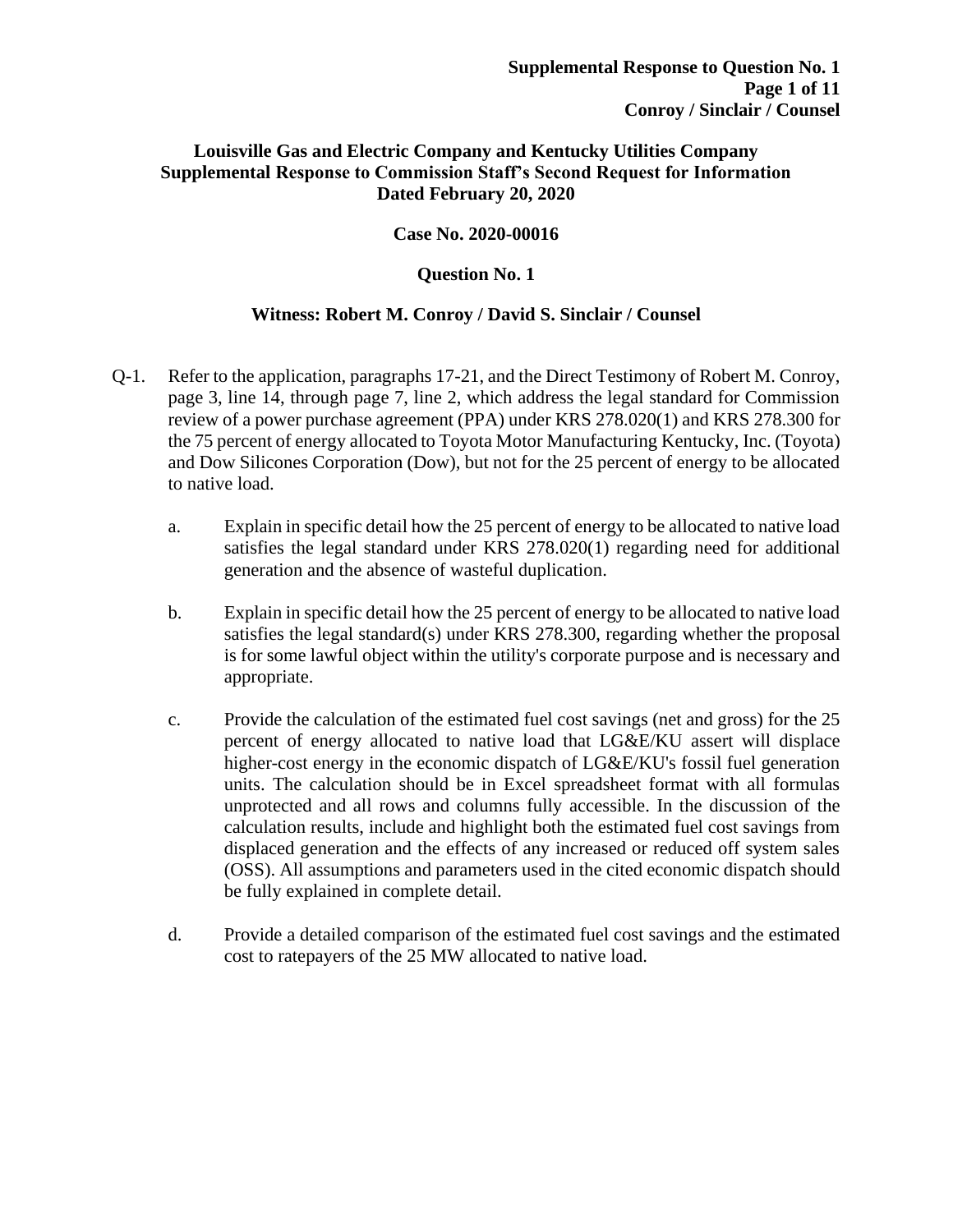**Louisville Gas and Electric Company and Kentucky Utilities Company**
**Supplemental Response to Commission Staff's Second Request for Information**
**Dated February 20, 2020**

**Case No. 2020-00016**

**Question No. 1**

**Witness: Robert M. Conroy / David S. Sinclair / Counsel**

Q-1. Refer to the application, paragraphs 17-21, and the Direct Testimony of Robert M. Conroy, page 3, line 14, through page 7, line 2, which address the legal standard for Commission review of a power purchase agreement (PPA) under KRS 278.020(1) and KRS 278.300 for the 75 percent of energy allocated to Toyota Motor Manufacturing Kentucky, Inc. (Toyota) and Dow Silicones Corporation (Dow), but not for the 25 percent of energy to be allocated to native load.

a. Explain in specific detail how the 25 percent of energy to be allocated to native load satisfies the legal standard under KRS 278.020(1) regarding need for additional generation and the absence of wasteful duplication.

b. Explain in specific detail how the 25 percent of energy to be allocated to native load satisfies the legal standard(s) under KRS 278.300, regarding whether the proposal is for some lawful object within the utility's corporate purpose and is necessary and appropriate.

c. Provide the calculation of the estimated fuel cost savings (net and gross) for the 25 percent of energy allocated to native load that LG&E/KU assert will displace higher-cost energy in the economic dispatch of LG&E/KU's fossil fuel generation units. The calculation should be in Excel spreadsheet format with all formulas unprotected and all rows and columns fully accessible. In the discussion of the calculation results, include and highlight both the estimated fuel cost savings from displaced generation and the effects of any increased or reduced off system sales (OSS). All assumptions and parameters used in the cited economic dispatch should be fully explained in complete detail.

d. Provide a detailed comparison of the estimated fuel cost savings and the estimated cost to ratepayers of the 25 MW allocated to native load.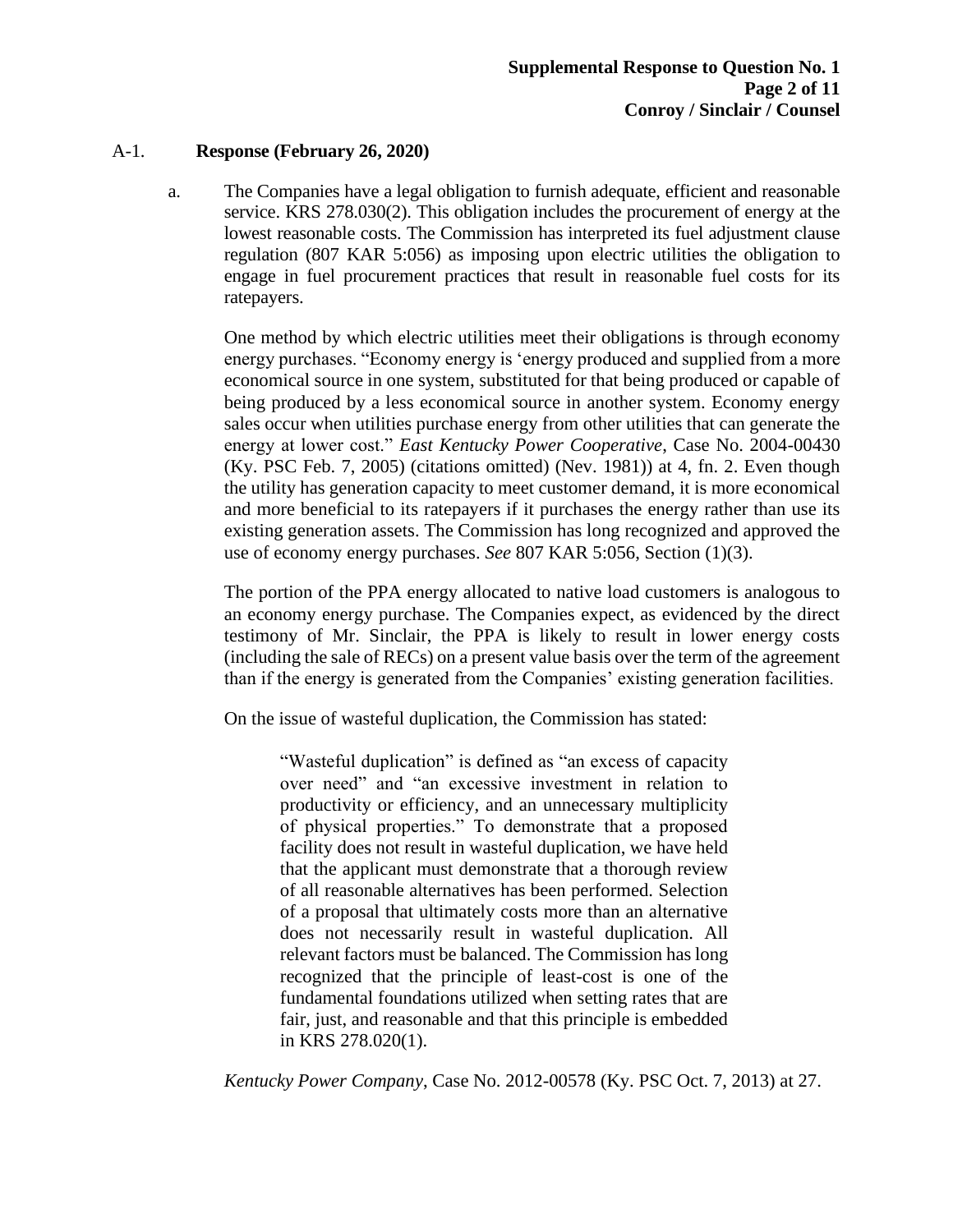A-1. **Response (February 26, 2020)**

a. The Companies have a legal obligation to furnish adequate, efficient and reasonable service. KRS 278.030(2). This obligation includes the procurement of energy at the lowest reasonable costs. The Commission has interpreted its fuel adjustment clause regulation (807 KAR 5:056) as imposing upon electric utilities the obligation to engage in fuel procurement practices that result in reasonable fuel costs for its ratepayers.

One method by which electric utilities meet their obligations is through economy energy purchases. "Economy energy is 'energy produced and supplied from a more economical source in one system, substituted for that being produced or capable of being produced by a less economical source in another system. Economy energy sales occur when utilities purchase energy from other utilities that can generate the energy at lower cost." *East Kentucky Power Cooperative*, Case No. 2004-00430 (Ky. PSC Feb. 7, 2005) (citations omitted) (Nev. 1981)) at 4, fn. 2. Even though the utility has generation capacity to meet customer demand, it is more economical and more beneficial to its ratepayers if it purchases the energy rather than use its existing generation assets. The Commission has long recognized and approved the use of economy energy purchases. *See* 807 KAR 5:056, Section (1)(3).

The portion of the PPA energy allocated to native load customers is analogous to an economy energy purchase. The Companies expect, as evidenced by the direct testimony of Mr. Sinclair, the PPA is likely to result in lower energy costs (including the sale of RECs) on a present value basis over the term of the agreement than if the energy is generated from the Companies' existing generation facilities.

On the issue of wasteful duplication, the Commission has stated:

> "Wasteful duplication" is defined as "an excess of capacity over need" and "an excessive investment in relation to productivity or efficiency, and an unnecessary multiplicity of physical properties." To demonstrate that a proposed facility does not result in wasteful duplication, we have held that the applicant must demonstrate that a thorough review of all reasonable alternatives has been performed. Selection of a proposal that ultimately costs more than an alternative does not necessarily result in wasteful duplication. All relevant factors must be balanced. The Commission has long recognized that the principle of least-cost is one of the fundamental foundations utilized when setting rates that are fair, just, and reasonable and that this principle is embedded in KRS 278.020(1).

*Kentucky Power Company*, Case No. 2012-00578 (Ky. PSC Oct. 7, 2013) at 27.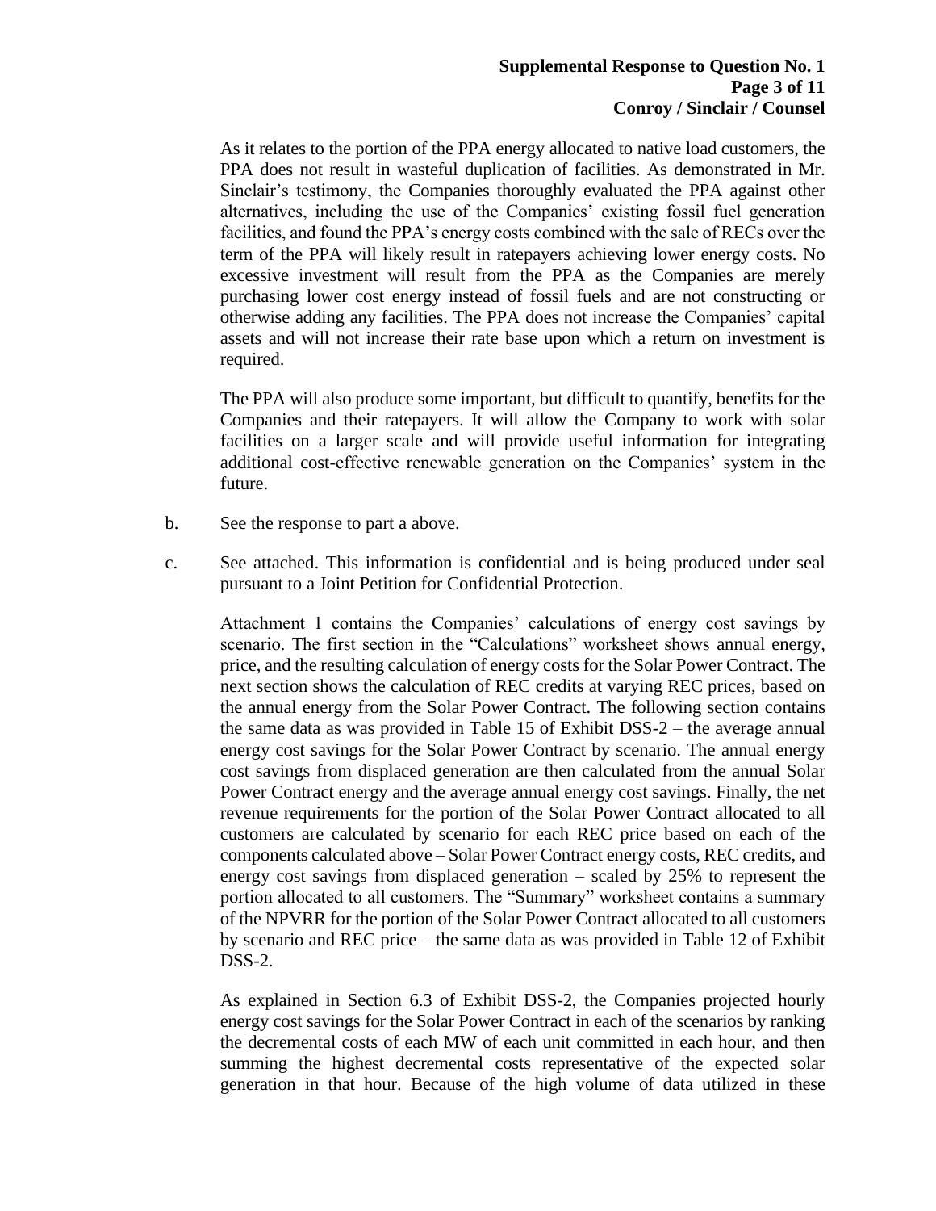As it relates to the portion of the PPA energy allocated to native load customers, the PPA does not result in wasteful duplication of facilities. As demonstrated in Mr. Sinclair's testimony, the Companies thoroughly evaluated the PPA against other alternatives, including the use of the Companies' existing fossil fuel generation facilities, and found the PPA's energy costs combined with the sale of RECs over the term of the PPA will likely result in ratepayers achieving lower energy costs. No excessive investment will result from the PPA as the Companies are merely purchasing lower cost energy instead of fossil fuels and are not constructing or otherwise adding any facilities. The PPA does not increase the Companies' capital assets and will not increase their rate base upon which a return on investment is required.

The PPA will also produce some important, but difficult to quantify, benefits for the Companies and their ratepayers. It will allow the Company to work with solar facilities on a larger scale and will provide useful information for integrating additional cost-effective renewable generation on the Companies' system in the future.

b. See the response to part a above.

c. See attached. This information is confidential and is being produced under seal pursuant to a Joint Petition for Confidential Protection.

Attachment 1 contains the Companies' calculations of energy cost savings by scenario. The first section in the "Calculations" worksheet shows annual energy, price, and the resulting calculation of energy costs for the Solar Power Contract. The next section shows the calculation of REC credits at varying REC prices, based on the annual energy from the Solar Power Contract. The following section contains the same data as was provided in Table 15 of Exhibit DSS-2 – the average annual energy cost savings for the Solar Power Contract by scenario. The annual energy cost savings from displaced generation are then calculated from the annual Solar Power Contract energy and the average annual energy cost savings. Finally, the net revenue requirements for the portion of the Solar Power Contract allocated to all customers are calculated by scenario for each REC price based on each of the components calculated above – Solar Power Contract energy costs, REC credits, and energy cost savings from displaced generation – scaled by 25% to represent the portion allocated to all customers. The "Summary" worksheet contains a summary of the NPVRR for the portion of the Solar Power Contract allocated to all customers by scenario and REC price – the same data as was provided in Table 12 of Exhibit DSS-2.

As explained in Section 6.3 of Exhibit DSS-2, the Companies projected hourly energy cost savings for the Solar Power Contract in each of the scenarios by ranking the decremental costs of each MW of each unit committed in each hour, and then summing the highest decremental costs representative of the expected solar generation in that hour. Because of the high volume of data utilized in these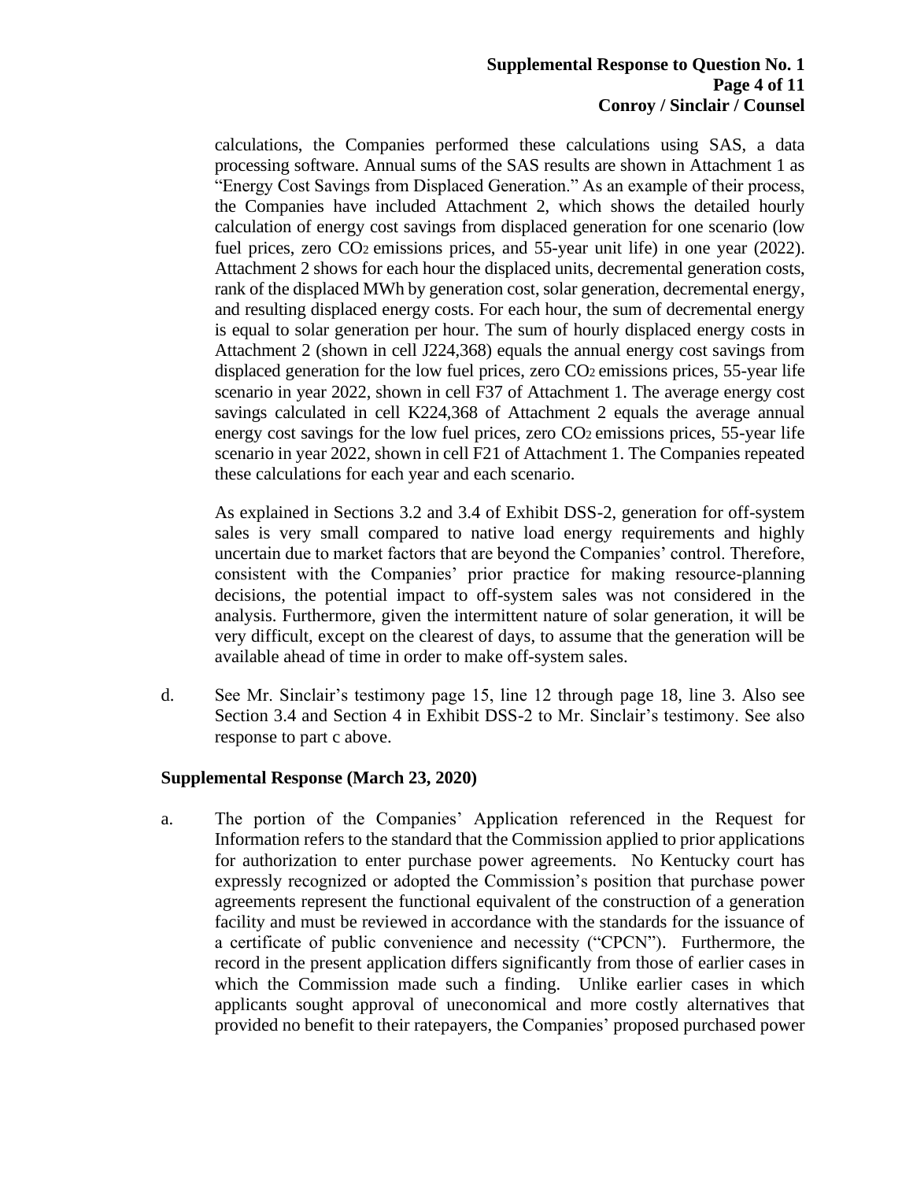calculations, the Companies performed these calculations using SAS, a data processing software. Annual sums of the SAS results are shown in Attachment 1 as "Energy Cost Savings from Displaced Generation." As an example of their process, the Companies have included Attachment 2, which shows the detailed hourly calculation of energy cost savings from displaced generation for one scenario (low fuel prices, zero $CO_2$ emissions prices, and 55-year unit life) in one year (2022). Attachment 2 shows for each hour the displaced units, decremental generation costs, rank of the displaced MWh by generation cost, solar generation, decremental energy, and resulting displaced energy costs. For each hour, the sum of decremental energy is equal to solar generation per hour. The sum of hourly displaced energy costs in Attachment 2 (shown in cell J224,368) equals the annual energy cost savings from displaced generation for the low fuel prices, zero $CO_2$ emissions prices, 55-year life scenario in year 2022, shown in cell F37 of Attachment 1. The average energy cost savings calculated in cell K224,368 of Attachment 2 equals the average annual energy cost savings for the low fuel prices, zero $CO_2$ emissions prices, 55-year life scenario in year 2022, shown in cell F21 of Attachment 1. The Companies repeated these calculations for each year and each scenario.

As explained in Sections 3.2 and 3.4 of Exhibit DSS-2, generation for off-system sales is very small compared to native load energy requirements and highly uncertain due to market factors that are beyond the Companies' control. Therefore, consistent with the Companies' prior practice for making resource-planning decisions, the potential impact to off-system sales was not considered in the analysis. Furthermore, given the intermittent nature of solar generation, it will be very difficult, except on the clearest of days, to assume that the generation will be available ahead of time in order to make off-system sales.

d. See Mr. Sinclair's testimony page 15, line 12 through page 18, line 3. Also see Section 3.4 and Section 4 in Exhibit DSS-2 to Mr. Sinclair's testimony. See also response to part c above.

**Supplemental Response (March 23, 2020)**

a. The portion of the Companies' Application referenced in the Request for Information refers to the standard that the Commission applied to prior applications for authorization to enter purchase power agreements. No Kentucky court has expressly recognized or adopted the Commission's position that purchase power agreements represent the functional equivalent of the construction of a generation facility and must be reviewed in accordance with the standards for the issuance of a certificate of public convenience and necessity ("CPCN"). Furthermore, the record in the present application differs significantly from those of earlier cases in which the Commission made such a finding. Unlike earlier cases in which applicants sought approval of uneconomical and more costly alternatives that provided no benefit to their ratepayers, the Companies' proposed purchased power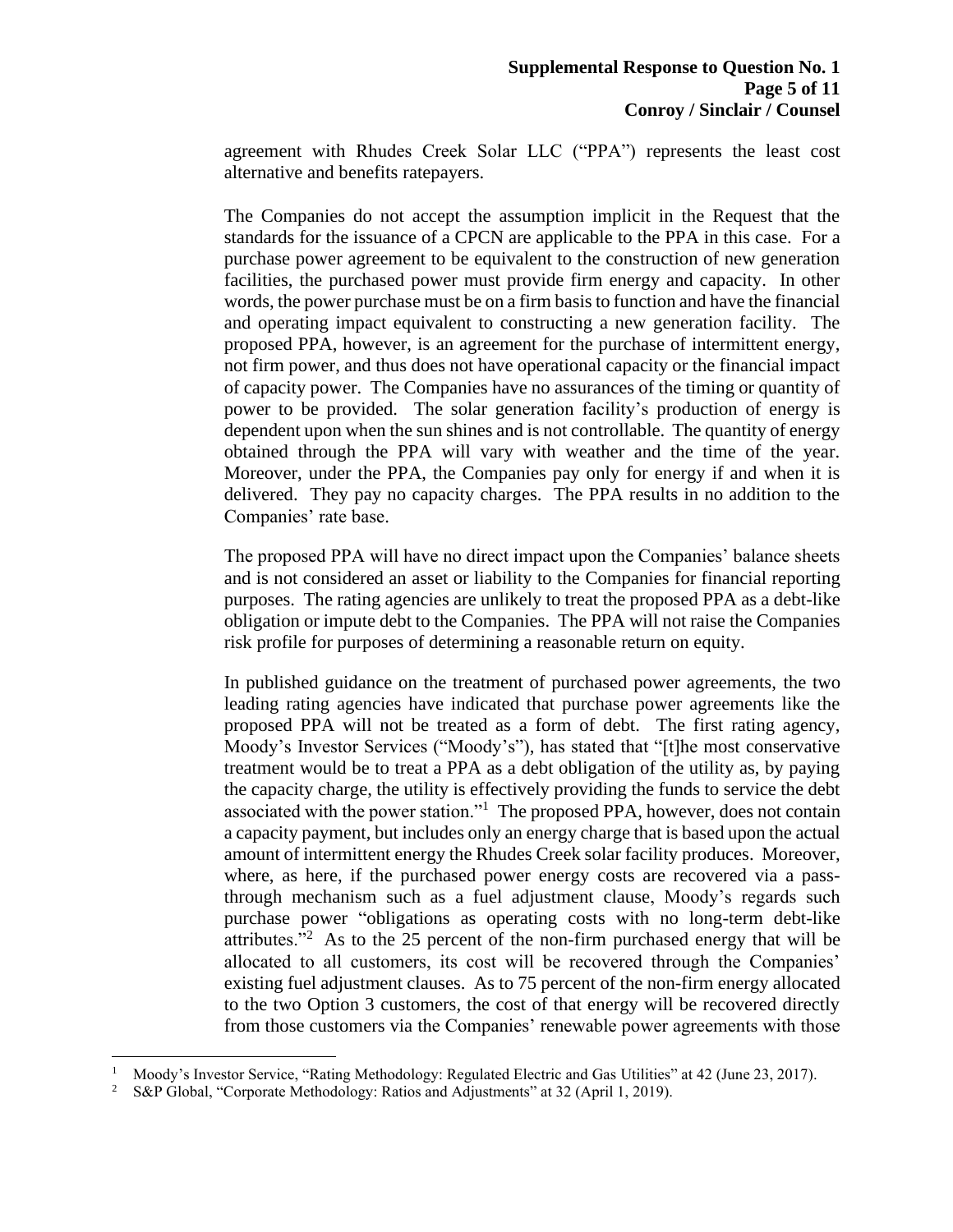agreement with Rhudes Creek Solar LLC ("PPA") represents the least cost alternative and benefits ratepayers.

The Companies do not accept the assumption implicit in the Request that the standards for the issuance of a CPCN are applicable to the PPA in this case. For a purchase power agreement to be equivalent to the construction of new generation facilities, the purchased power must provide firm energy and capacity. In other words, the power purchase must be on a firm basis to function and have the financial and operating impact equivalent to constructing a new generation facility. The proposed PPA, however, is an agreement for the purchase of intermittent energy, not firm power, and thus does not have operational capacity or the financial impact of capacity power. The Companies have no assurances of the timing or quantity of power to be provided. The solar generation facility's production of energy is dependent upon when the sun shines and is not controllable. The quantity of energy obtained through the PPA will vary with weather and the time of the year. Moreover, under the PPA, the Companies pay only for energy if and when it is delivered. They pay no capacity charges. The PPA results in no addition to the Companies' rate base.

The proposed PPA will have no direct impact upon the Companies' balance sheets and is not considered an asset or liability to the Companies for financial reporting purposes. The rating agencies are unlikely to treat the proposed PPA as a debt-like obligation or impute debt to the Companies. The PPA will not raise the Companies risk profile for purposes of determining a reasonable return on equity.

In published guidance on the treatment of purchased power agreements, the two leading rating agencies have indicated that purchase power agreements like the proposed PPA will not be treated as a form of debt. The first rating agency, Moody's Investor Services ("Moody's"), has stated that "[t]he most conservative treatment would be to treat a PPA as a debt obligation of the utility as, by paying the capacity charge, the utility is effectively providing the funds to service the debt associated with the power station."[1] The proposed PPA, however, does not contain a capacity payment, but includes only an energy charge that is based upon the actual amount of intermittent energy the Rhudes Creek solar facility produces. Moreover, where, as here, if the purchased power energy costs are recovered via a pass-through mechanism such as a fuel adjustment clause, Moody's regards such purchase power "obligations as operating costs with no long-term debt-like attributes."[2] As to the 25 percent of the non-firm purchased energy that will be allocated to all customers, its cost will be recovered through the Companies' existing fuel adjustment clauses. As to 75 percent of the non-firm energy allocated to the two Option 3 customers, the cost of that energy will be recovered directly from those customers via the Companies' renewable power agreements with those

[1] Moody's Investor Service, "Rating Methodology: Regulated Electric and Gas Utilities" at 42 (June 23, 2017).

[2] S&P Global, "Corporate Methodology: Ratios and Adjustments" at 32 (April 1, 2019).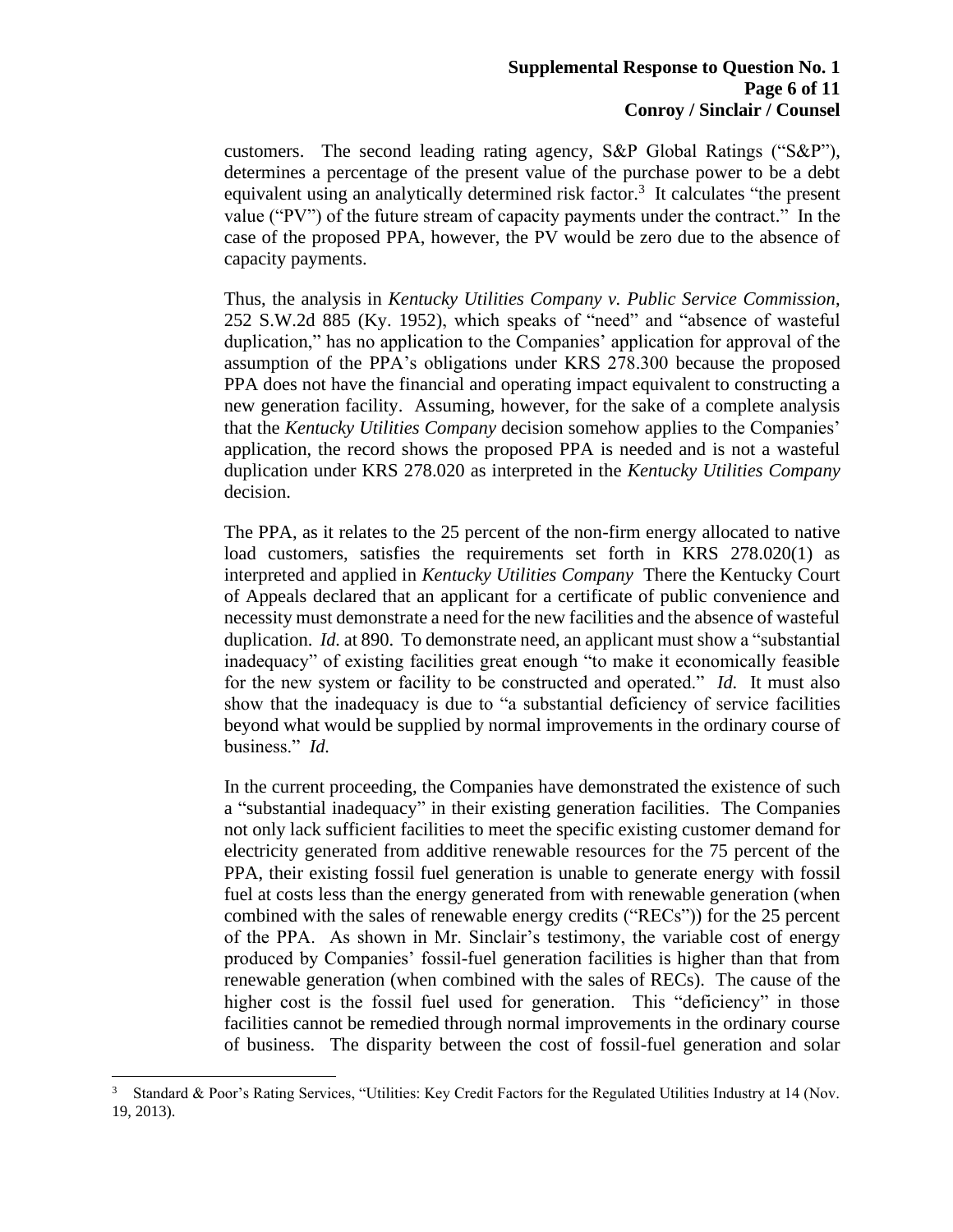customers. The second leading rating agency, S&P Global Ratings ("S&P"), determines a percentage of the present value of the purchase power to be a debt equivalent using an analytically determined risk factor.[3] It calculates "the present value ("PV") of the future stream of capacity payments under the contract." In the case of the proposed PPA, however, the PV would be zero due to the absence of capacity payments.

Thus, the analysis in *Kentucky Utilities Company v. Public Service Commission*, 252 S.W.2d 885 (Ky. 1952), which speaks of "need" and "absence of wasteful duplication," has no application to the Companies' application for approval of the assumption of the PPA's obligations under KRS 278.300 because the proposed PPA does not have the financial and operating impact equivalent to constructing a new generation facility. Assuming, however, for the sake of a complete analysis that the *Kentucky Utilities Company* decision somehow applies to the Companies' application, the record shows the proposed PPA is needed and is not a wasteful duplication under KRS 278.020 as interpreted in the *Kentucky Utilities Company* decision.

The PPA, as it relates to the 25 percent of the non-firm energy allocated to native load customers, satisfies the requirements set forth in KRS 278.020(1) as interpreted and applied in *Kentucky Utilities Company* There the Kentucky Court of Appeals declared that an applicant for a certificate of public convenience and necessity must demonstrate a need for the new facilities and the absence of wasteful duplication. *Id.* at 890. To demonstrate need, an applicant must show a "substantial inadequacy" of existing facilities great enough "to make it economically feasible for the new system or facility to be constructed and operated." *Id.* It must also show that the inadequacy is due to "a substantial deficiency of service facilities beyond what would be supplied by normal improvements in the ordinary course of business." *Id.*

In the current proceeding, the Companies have demonstrated the existence of such a "substantial inadequacy" in their existing generation facilities. The Companies not only lack sufficient facilities to meet the specific existing customer demand for electricity generated from additive renewable resources for the 75 percent of the PPA, their existing fossil fuel generation is unable to generate energy with fossil fuel at costs less than the energy generated from with renewable generation (when combined with the sales of renewable energy credits ("RECs")) for the 25 percent of the PPA. As shown in Mr. Sinclair's testimony, the variable cost of energy produced by Companies' fossil-fuel generation facilities is higher than that from renewable generation (when combined with the sales of RECs). The cause of the higher cost is the fossil fuel used for generation. This "deficiency" in those facilities cannot be remedied through normal improvements in the ordinary course of business. The disparity between the cost of fossil-fuel generation and solar

---

[3] Standard & Poor's Rating Services, "Utilities: Key Credit Factors for the Regulated Utilities Industry at 14 (Nov. 19, 2013).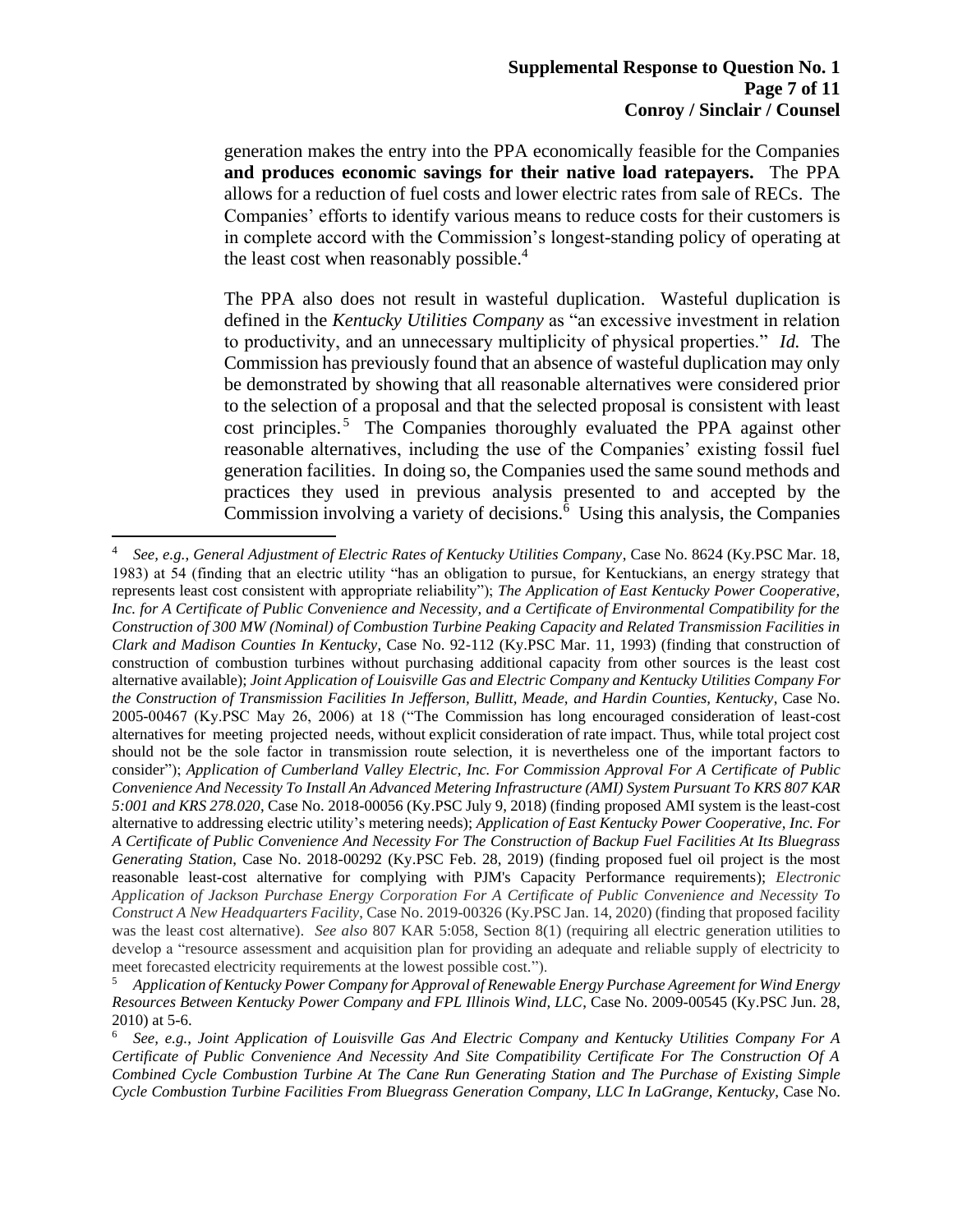generation makes the entry into the PPA economically feasible for the Companies **and produces economic savings for their native load ratepayers.** The PPA allows for a reduction of fuel costs and lower electric rates from sale of RECs. The Companies' efforts to identify various means to reduce costs for their customers is in complete accord with the Commission's longest-standing policy of operating at the least cost when reasonably possible.[4]

The PPA also does not result in wasteful duplication. Wasteful duplication is defined in the *Kentucky Utilities Company* as "an excessive investment in relation to productivity, and an unnecessary multiplicity of physical properties." *Id.* The Commission has previously found that an absence of wasteful duplication may only be demonstrated by showing that all reasonable alternatives were considered prior to the selection of a proposal and that the selected proposal is consistent with least cost principles.[5] The Companies thoroughly evaluated the PPA against other reasonable alternatives, including the use of the Companies' existing fossil fuel generation facilities. In doing so, the Companies used the same sound methods and practices they used in previous analysis presented to and accepted by the Commission involving a variety of decisions.[6] Using this analysis, the Companies

---

[4] *See, e.g.*, *General Adjustment of Electric Rates of Kentucky Utilities Company*, Case No. 8624 (Ky.PSC Mar. 18, 1983) at 54 (finding that an electric utility "has an obligation to pursue, for Kentuckians, an energy strategy that represents least cost consistent with appropriate reliability"); *The Application of East Kentucky Power Cooperative, Inc. for A Certificate of Public Convenience and Necessity, and a Certificate of Environmental Compatibility for the Construction of 300 MW (Nominal) of Combustion Turbine Peaking Capacity and Related Transmission Facilities in Clark and Madison Counties In Kentucky*, Case No. 92-112 (Ky.PSC Mar. 11, 1993) (finding that construction of construction of combustion turbines without purchasing additional capacity from other sources is the least cost alternative available); *Joint Application of Louisville Gas and Electric Company and Kentucky Utilities Company For the Construction of Transmission Facilities In Jefferson, Bullitt, Meade, and Hardin Counties, Kentucky*, Case No. 2005-00467 (Ky.PSC May 26, 2006) at 18 ("The Commission has long encouraged consideration of least-cost alternatives for meeting projected needs, without explicit consideration of rate impact. Thus, while total project cost should not be the sole factor in transmission route selection, it is nevertheless one of the important factors to consider"); *Application of Cumberland Valley Electric, Inc. For Commission Approval For A Certificate of Public Convenience And Necessity To Install An Advanced Metering Infrastructure (AMI) System Pursuant To KRS 807 KAR 5:001 and KRS 278.020*, Case No. 2018-00056 (Ky.PSC July 9, 2018) (finding proposed AMI system is the least-cost alternative to addressing electric utility's metering needs); *Application of East Kentucky Power Cooperative, Inc. For A Certificate of Public Convenience And Necessity For The Construction of Backup Fuel Facilities At Its Bluegrass Generating Station*, Case No. 2018-00292 (Ky.PSC Feb. 28, 2019) (finding proposed fuel oil project is the most reasonable least-cost alternative for complying with PJM's Capacity Performance requirements); *Electronic Application of Jackson Purchase Energy Corporation For A Certificate of Public Convenience and Necessity To Construct A New Headquarters Facility*, Case No. 2019-00326 (Ky.PSC Jan. 14, 2020) (finding that proposed facility was the least cost alternative). *See also* 807 KAR 5:058, Section 8(1) (requiring all electric generation utilities to develop a "resource assessment and acquisition plan for providing an adequate and reliable supply of electricity to meet forecasted electricity requirements at the lowest possible cost.").

[5] *Application of Kentucky Power Company for Approval of Renewable Energy Purchase Agreement for Wind Energy Resources Between Kentucky Power Company and FPL Illinois Wind, LLC*, Case No. 2009-00545 (Ky.PSC Jun. 28, 2010) at 5-6.

[6] *See, e.g.*, *Joint Application of Louisville Gas And Electric Company and Kentucky Utilities Company For A Certificate of Public Convenience And Necessity And Site Compatibility Certificate For The Construction Of A Combined Cycle Combustion Turbine At The Cane Run Generating Station and The Purchase of Existing Simple Cycle Combustion Turbine Facilities From Bluegrass Generation Company, LLC In LaGrange, Kentucky*, Case No.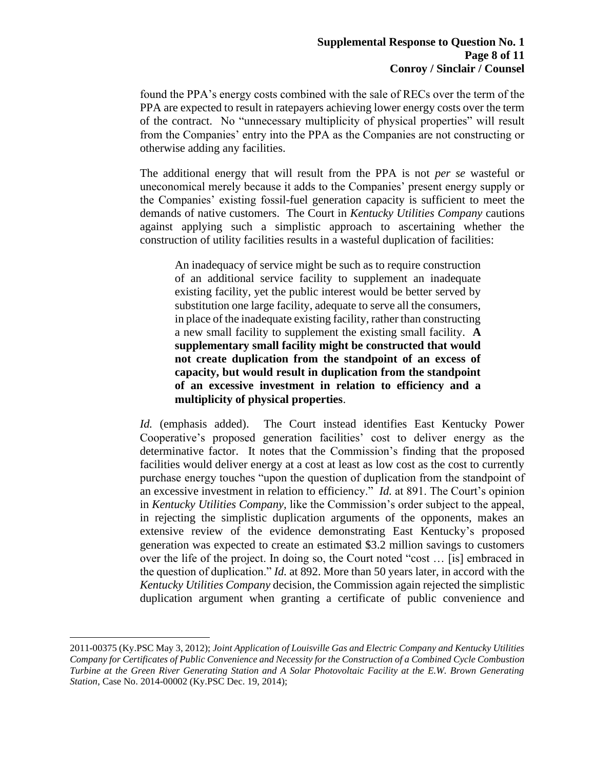found the PPA's energy costs combined with the sale of RECs over the term of the PPA are expected to result in ratepayers achieving lower energy costs over the term of the contract. No "unnecessary multiplicity of physical properties" will result from the Companies' entry into the PPA as the Companies are not constructing or otherwise adding any facilities.

The additional energy that will result from the PPA is not *per se* wasteful or uneconomical merely because it adds to the Companies' present energy supply or the Companies' existing fossil-fuel generation capacity is sufficient to meet the demands of native customers. The Court in *Kentucky Utilities Company* cautions against applying such a simplistic approach to ascertaining whether the construction of utility facilities results in a wasteful duplication of facilities:

> An inadequacy of service might be such as to require construction of an additional service facility to supplement an inadequate existing facility, yet the public interest would be better served by substitution one large facility, adequate to serve all the consumers, in place of the inadequate existing facility, rather than constructing a new small facility to supplement the existing small facility. **A supplementary small facility might be constructed that would not create duplication from the standpoint of an excess of capacity, but would result in duplication from the standpoint of an excessive investment in relation to efficiency and a multiplicity of physical properties**.

*Id.* (emphasis added). The Court instead identifies East Kentucky Power Cooperative's proposed generation facilities' cost to deliver energy as the determinative factor. It notes that the Commission's finding that the proposed facilities would deliver energy at a cost at least as low cost as the cost to currently purchase energy touches "upon the question of duplication from the standpoint of an excessive investment in relation to efficiency." *Id.* at 891. The Court's opinion in *Kentucky Utilities Company,* like the Commission's order subject to the appeal, in rejecting the simplistic duplication arguments of the opponents, makes an extensive review of the evidence demonstrating East Kentucky's proposed generation was expected to create an estimated $3.2 million savings to customers over the life of the project. In doing so, the Court noted "cost … [is] embraced in the question of duplication." *Id.* at 892. More than 50 years later, in accord with the *Kentucky Utilities Company* decision, the Commission again rejected the simplistic duplication argument when granting a certificate of public convenience and

---

2011-00375 (Ky.PSC May 3, 2012); *Joint Application of Louisville Gas and Electric Company and Kentucky Utilities Company for Certificates of Public Convenience and Necessity for the Construction of a Combined Cycle Combustion Turbine at the Green River Generating Station and A Solar Photovoltaic Facility at the E.W. Brown Generating Station*, Case No. 2014-00002 (Ky.PSC Dec. 19, 2014);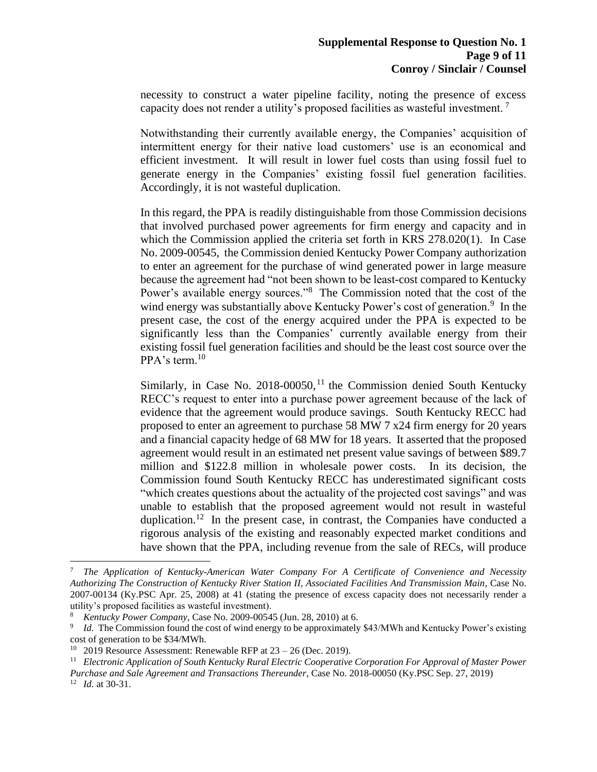necessity to construct a water pipeline facility, noting the presence of excess capacity does not render a utility's proposed facilities as wasteful investment.[7]

Notwithstanding their currently available energy, the Companies' acquisition of intermittent energy for their native load customers' use is an economical and efficient investment. It will result in lower fuel costs than using fossil fuel to generate energy in the Companies' existing fossil fuel generation facilities. Accordingly, it is not wasteful duplication.

In this regard, the PPA is readily distinguishable from those Commission decisions that involved purchased power agreements for firm energy and capacity and in which the Commission applied the criteria set forth in KRS 278.020(1). In Case No. 2009-00545, the Commission denied Kentucky Power Company authorization to enter an agreement for the purchase of wind generated power in large measure because the agreement had "not been shown to be least-cost compared to Kentucky Power's available energy sources."[8] The Commission noted that the cost of the wind energy was substantially above Kentucky Power's cost of generation.[9] In the present case, the cost of the energy acquired under the PPA is expected to be significantly less than the Companies' currently available energy from their existing fossil fuel generation facilities and should be the least cost source over the PPA's term.[10]

Similarly, in Case No. 2018-00050,[11] the Commission denied South Kentucky RECC's request to enter into a purchase power agreement because of the lack of evidence that the agreement would produce savings. South Kentucky RECC had proposed to enter an agreement to purchase 58 MW 7 x24 firm energy for 20 years and a financial capacity hedge of 68 MW for 18 years. It asserted that the proposed agreement would result in an estimated net present value savings of between $89.7 million and $122.8 million in wholesale power costs. In its decision, the Commission found South Kentucky RECC has underestimated significant costs "which creates questions about the actuality of the projected cost savings" and was unable to establish that the proposed agreement would not result in wasteful duplication.[12] In the present case, in contrast, the Companies have conducted a rigorous analysis of the existing and reasonably expected market conditions and have shown that the PPA, including revenue from the sale of RECs, will produce

---

[7] *The Application of Kentucky-American Water Company For A Certificate of Convenience and Necessity Authorizing The Construction of Kentucky River Station II, Associated Facilities And Transmission Main*, Case No. 2007-00134 (Ky.PSC Apr. 25, 2008) at 41 (stating the presence of excess capacity does not necessarily render a utility's proposed facilities as wasteful investment).

[8] *Kentucky Power Company*, Case No. 2009-00545 (Jun. 28, 2010) at 6.

[9] *Id.* The Commission found the cost of wind energy to be approximately $43/MWh and Kentucky Power's existing cost of generation to be $34/MWh.

[10] 2019 Resource Assessment: Renewable RFP at 23 – 26 (Dec. 2019).

[11] *Electronic Application of South Kentucky Rural Electric Cooperative Corporation For Approval of Master Power Purchase and Sale Agreement and Transactions Thereunder*, Case No. 2018-00050 (Ky.PSC Sep. 27, 2019)

[12] *Id.* at 30-31.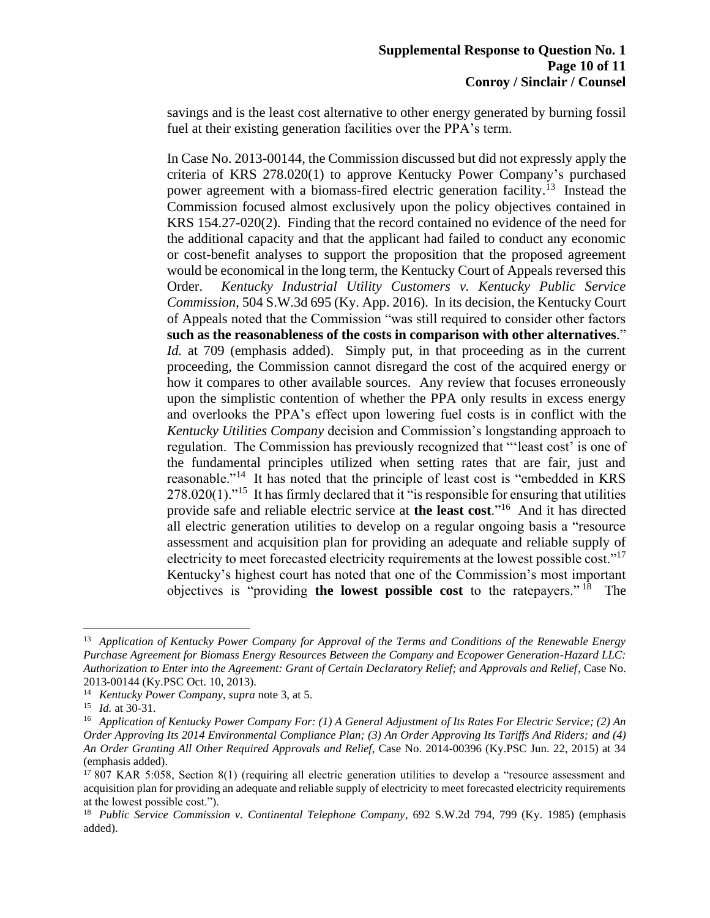savings and is the least cost alternative to other energy generated by burning fossil fuel at their existing generation facilities over the PPA's term.

In Case No. 2013-00144, the Commission discussed but did not expressly apply the criteria of KRS 278.020(1) to approve Kentucky Power Company's purchased power agreement with a biomass-fired electric generation facility.[13] Instead the Commission focused almost exclusively upon the policy objectives contained in KRS 154.27-020(2). Finding that the record contained no evidence of the need for the additional capacity and that the applicant had failed to conduct any economic or cost-benefit analyses to support the proposition that the proposed agreement would be economical in the long term, the Kentucky Court of Appeals reversed this Order. *Kentucky Industrial Utility Customers v. Kentucky Public Service Commission*, 504 S.W.3d 695 (Ky. App. 2016). In its decision, the Kentucky Court of Appeals noted that the Commission "was still required to consider other factors **such as the reasonableness of the costs in comparison with other alternatives**." *Id.* at 709 (emphasis added). Simply put, in that proceeding as in the current proceeding, the Commission cannot disregard the cost of the acquired energy or how it compares to other available sources. Any review that focuses erroneously upon the simplistic contention of whether the PPA only results in excess energy and overlooks the PPA's effect upon lowering fuel costs is in conflict with the *Kentucky Utilities Company* decision and Commission's longstanding approach to regulation. The Commission has previously recognized that "'least cost' is one of the fundamental principles utilized when setting rates that are fair, just and reasonable."[14] It has noted that the principle of least cost is "embedded in KRS 278.020(1)."[15] It has firmly declared that it "is responsible for ensuring that utilities provide safe and reliable electric service at **the least cost**."[16] And it has directed all electric generation utilities to develop on a regular ongoing basis a "resource assessment and acquisition plan for providing an adequate and reliable supply of electricity to meet forecasted electricity requirements at the lowest possible cost."[17] Kentucky's highest court has noted that one of the Commission's most important objectives is "providing **the lowest possible cost** to the ratepayers."[18] The

---

[13] *Application of Kentucky Power Company for Approval of the Terms and Conditions of the Renewable Energy Purchase Agreement for Biomass Energy Resources Between the Company and Ecopower Generation-Hazard LLC: Authorization to Enter into the Agreement: Grant of Certain Declaratory Relief; and Approvals and Relief*, Case No. 2013-00144 (Ky.PSC Oct. 10, 2013).

[14] *Kentucky Power Company*, *supra* note 3, at 5.

[15] *Id.* at 30-31.

[16] *Application of Kentucky Power Company For: (1) A General Adjustment of Its Rates For Electric Service; (2) An Order Approving Its 2014 Environmental Compliance Plan; (3) An Order Approving Its Tariffs And Riders; and (4) An Order Granting All Other Required Approvals and Relief*, Case No. 2014-00396 (Ky.PSC Jun. 22, 2015) at 34 (emphasis added).

[17] 807 KAR 5:058, Section 8(1) (requiring all electric generation utilities to develop a "resource assessment and acquisition plan for providing an adequate and reliable supply of electricity to meet forecasted electricity requirements at the lowest possible cost.").

[18] *Public Service Commission v. Continental Telephone Company*, 692 S.W.2d 794, 799 (Ky. 1985) (emphasis added).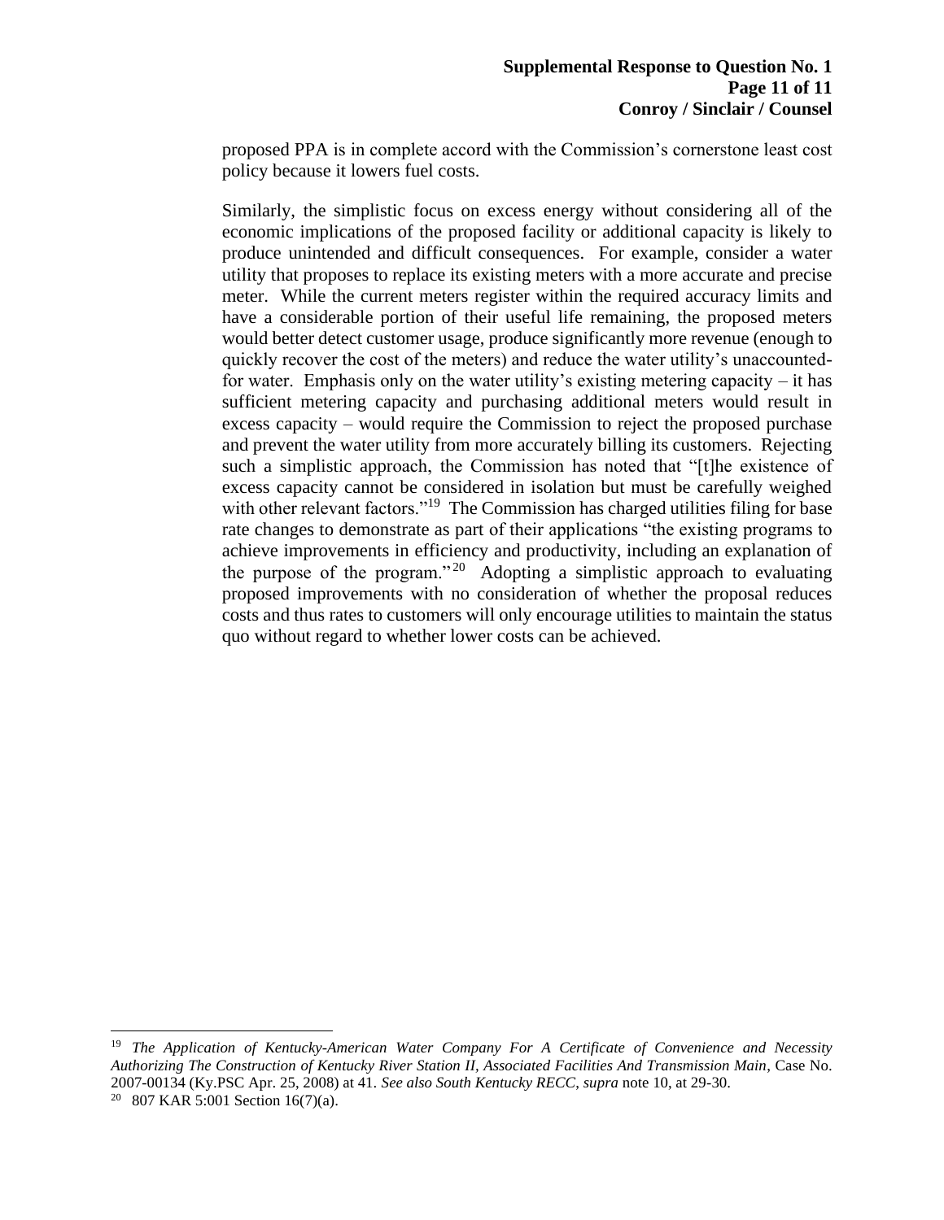proposed PPA is in complete accord with the Commission's cornerstone least cost policy because it lowers fuel costs.

Similarly, the simplistic focus on excess energy without considering all of the economic implications of the proposed facility or additional capacity is likely to produce unintended and difficult consequences. For example, consider a water utility that proposes to replace its existing meters with a more accurate and precise meter. While the current meters register within the required accuracy limits and have a considerable portion of their useful life remaining, the proposed meters would better detect customer usage, produce significantly more revenue (enough to quickly recover the cost of the meters) and reduce the water utility's unaccounted-for water. Emphasis only on the water utility's existing metering capacity – it has sufficient metering capacity and purchasing additional meters would result in excess capacity – would require the Commission to reject the proposed purchase and prevent the water utility from more accurately billing its customers. Rejecting such a simplistic approach, the Commission has noted that "[t]he existence of excess capacity cannot be considered in isolation but must be carefully weighed with other relevant factors."[19] The Commission has charged utilities filing for base rate changes to demonstrate as part of their applications "the existing programs to achieve improvements in efficiency and productivity, including an explanation of the purpose of the program."[20] Adopting a simplistic approach to evaluating proposed improvements with no consideration of whether the proposal reduces costs and thus rates to customers will only encourage utilities to maintain the status quo without regard to whether lower costs can be achieved.

---

[19] *The Application of Kentucky-American Water Company For A Certificate of Convenience and Necessity Authorizing The Construction of Kentucky River Station II, Associated Facilities And Transmission Main*, Case No. 2007-00134 (Ky.PSC Apr. 25, 2008) at 41. *See also South Kentucky RECC*, *supra* note 10, at 29-30.

[20] 807 KAR 5:001 Section 16(7)(a).